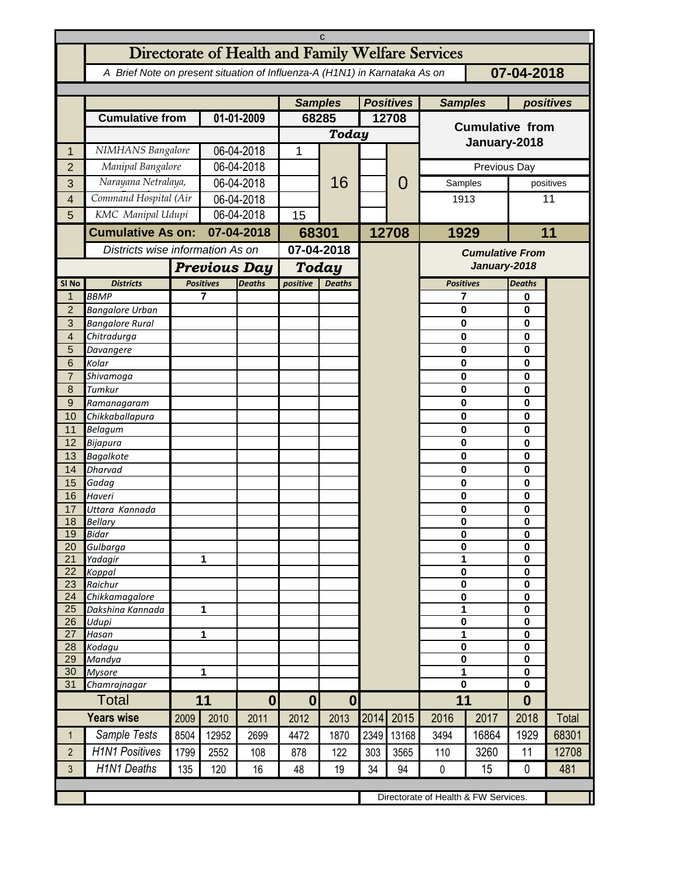c

# Directorate of Health and Family Welfare Services

*A Brief Note on present situation of Influenza-A (H1N1) in Karnataka As on* **07-04-2018**

| | | | Samples | | Positives | | Samples | positives |
|---|---|---|---|---|---|---|---|---|
| | **Cumulative from** | **01-01-2009** | 68285 | | 12708 | | **Cumulative from January-2018** | |
| | | | ***Today*** | | | | | |
| 1 | *NIMHANS Bangalore* | 06-04-2018 | 1 | 16 | | 0 | | |
| 2 | *Manipal Bangalore* | 06-04-2018 | | | | | Previous Day | |
| 3 | *Narayana Netralaya,* | 06-04-2018 | | | | | Samples | positives |
| 4 | *Command Hospital (Air* | 06-04-2018 | | | | | 1913 | 11 |
| 5 | *KMC Manipal Udupi* | 06-04-2018 | 15 | | | | | |
| | **Cumulative As on:** | **07-04-2018** | **68301** | | **12708** | | **1929** | **11** |

*Districts wise information As on* **07-04-2018**

| Sl No | Districts | Previous Day Positives | Previous Day Deaths | Today positive | Today Deaths | Cumulative From January-2018 Positives | Cumulative From January-2018 Deaths |
|---|---|---|---|---|---|---|---|
| 1 | BBMP | 7 | | | | 7 | 0 |
| 2 | Bangalore Urban | | | | | 0 | 0 |
| 3 | Bangalore Rural | | | | | 0 | 0 |
| 4 | Chitradurga | | | | | 0 | 0 |
| 5 | Davangere | | | | | 0 | 0 |
| 6 | Kolar | | | | | 0 | 0 |
| 7 | Shivamoga | | | | | 0 | 0 |
| 8 | Tumkur | | | | | 0 | 0 |
| 9 | Ramanagaram | | | | | 0 | 0 |
| 10 | Chikkaballapura | | | | | 0 | 0 |
| 11 | Belagum | | | | | 0 | 0 |
| 12 | Bijapura | | | | | 0 | 0 |
| 13 | Bagalkote | | | | | 0 | 0 |
| 14 | Dharvad | | | | | 0 | 0 |
| 15 | Gadag | | | | | 0 | 0 |
| 16 | Haveri | | | | | 0 | 0 |
| 17 | Uttara Kannada | | | | | 0 | 0 |
| 18 | Bellary | | | | | 0 | 0 |
| 19 | Bidar | | | | | 0 | 0 |
| 20 | Gulbarga | | | | | 0 | 0 |
| 21 | Yadagir | 1 | | | | 1 | 0 |
| 22 | Koppal | | | | | 0 | 0 |
| 23 | Raichur | | | | | 0 | 0 |
| 24 | Chikkamagalore | | | | | 0 | 0 |
| 25 | Dakshina Kannada | 1 | | | | 1 | 0 |
| 26 | Udupi | | | | | 0 | 0 |
| 27 | Hasan | 1 | | | | 1 | 0 |
| 28 | Kodagu | | | | | 0 | 0 |
| 29 | Mandya | | | | | 0 | 0 |
| 30 | Mysore | 1 | | | | 1 | 0 |
| 31 | Chamrajnagar | | | | | 0 | 0 |
| | **Total** | **11** | **0** | **0** | **0** | **11** | **0** |

| | Years wise | 2009 | 2010 | 2011 | 2012 | 2013 | 2014 | 2015 | 2016 | 2017 | 2018 | Total |
|---|---|---|---|---|---|---|---|---|---|---|---|---|
| 1 | *Sample Tests* | 8504 | 12952 | 2699 | 4472 | 1870 | 2349 | 13168 | 3494 | 16864 | 1929 | 68301 |
| 2 | *H1N1 Positives* | 1799 | 2552 | 108 | 878 | 122 | 303 | 3565 | 110 | 3260 | 11 | 12708 |
| 3 | *H1N1 Deaths* | 135 | 120 | 16 | 48 | 19 | 34 | 94 | 0 | 15 | 0 | 481 |

Directorate of Health & FW Services.